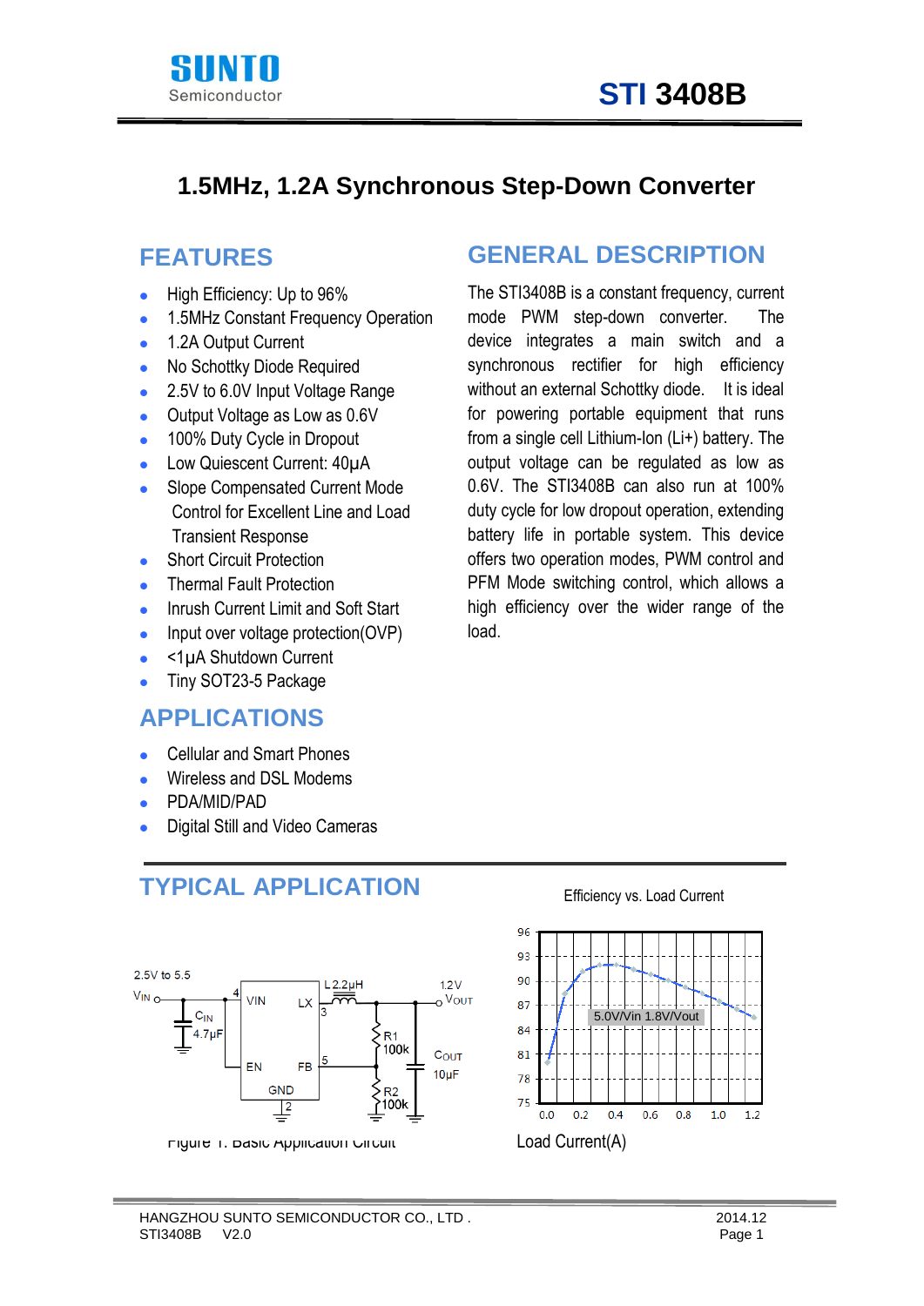# 1.5MHz, 1.2A Synchronous Step-Down Converter

## FEATURES

- High Efficiency: Up to 96%
- 1.5MHz Constant Frequency Operation
- 1.2A Output Current
- No Schottky Diode Required
- 2.5V to 6.0V Input Voltage Range
- Output Voltage as Low as 0.6V
- 100% Duty Cycle in Dropout
- Low Quiescent Current: 40μA
- Slope Compensated Current Mode Control for Excellent Line and Load Transient Response
- Short Circuit Protection
- Thermal Fault Protection
- Inrush Current Limit and Soft Start
- Input over voltage protection(OVP)
- <1μA Shutdown Current
- Tiny SOT23-5 Package

## APPLICATIONS

- Cellular and Smart Phones
- Wireless and DSL Modems
- PDA/MID/PAD
- Digital Still and Video Cameras

## GENERAL DESCRIPTION

The STI3408B is a constant frequency, current mode PWM step-down converter. The device integrates a main switch and a synchronous rectifier for high efficiency without an external Schottky diode. It is ideal for powering portable equipment that runs from a single cell Lithium-Ion (Li+) battery. The output voltage can be regulated as low as 0.6V. The STI3408B can also run at 100% duty cycle for low dropout operation, extending battery life in portable system. This device offers two operation modes, PWM control and PFM Mode switching control, which allows a high efficiency over the wider range of the load.

## TYPICAL APPLICATION

Figure 1. Basic Application Circuit

Efficiency vs. Load Current

Load Current(A)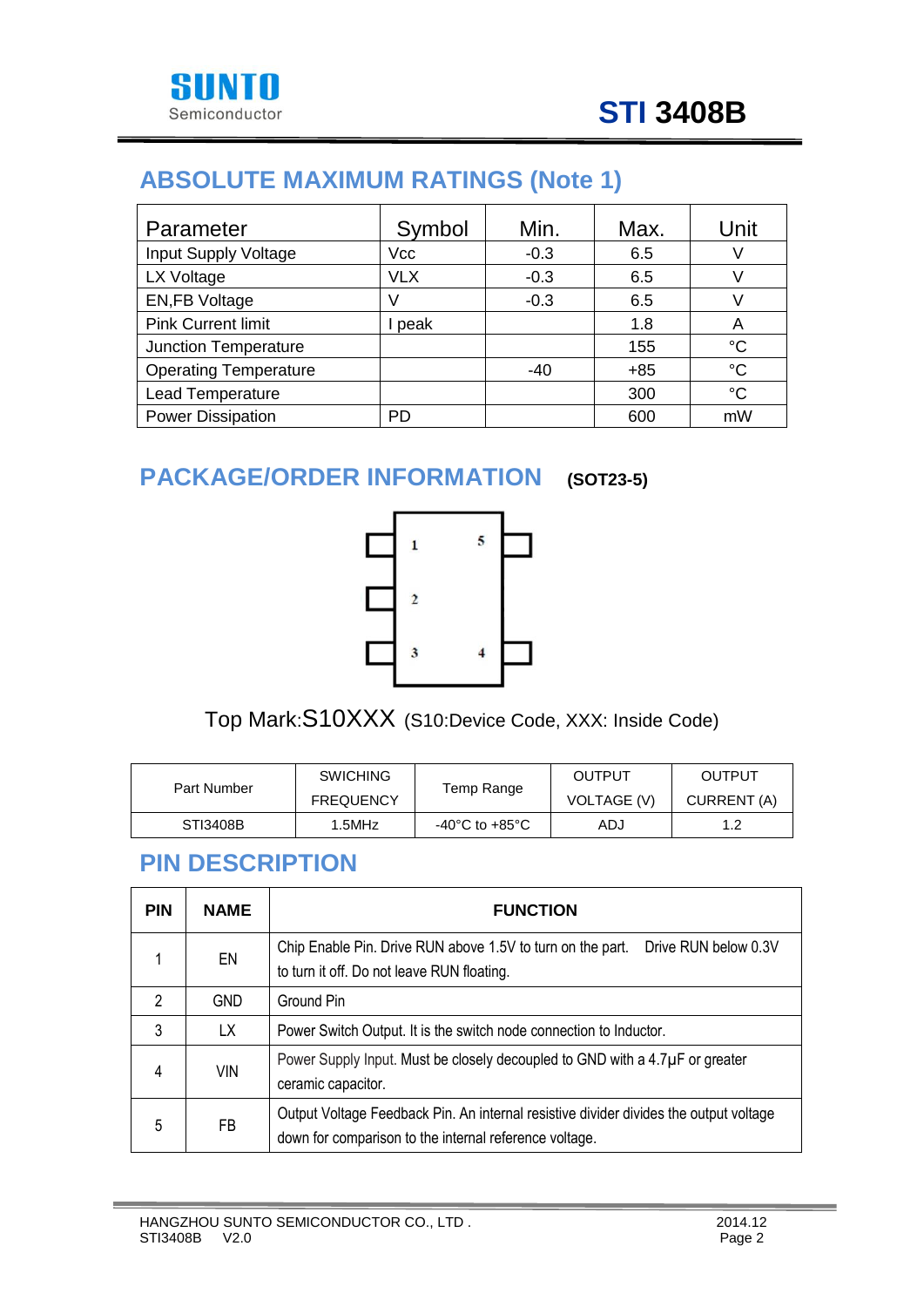## ABSOLUTE MAXIMUM RATINGS (Note 1)

| Parameter | Symbol | Min. | Max. | Unit |
|---|---|---|---|---|
| Input Supply Voltage | Vcc | -0.3 | 6.5 | V |
| LX Voltage | VLX | -0.3 | 6.5 | V |
| EN,FB Voltage | V | -0.3 | 6.5 | V |
| Pink Current limit | I peak | | 1.8 | A |
| Junction Temperature | | | 155 | °C |
| Operating Temperature | | -40 | +85 | °C |
| Lead Temperature | | | 300 | °C |
| Power Dissipation | PD | | 600 | mW |

## PACKAGE/ORDER INFORMATION (SOT23-5)

Top Mark:S10XXX (S10:Device Code, XXX: Inside Code)

| Part Number | SWICHING FREQUENCY | Temp Range | OUTPUT VOLTAGE (V) | OUTPUT CURRENT (A) |
|---|---|---|---|---|
| STI3408B | 1.5MHz | -40°C to +85°C | ADJ | 1.2 |

## PIN DESCRIPTION

| PIN | NAME | FUNCTION |
|---|---|---|
| 1 | EN | Chip Enable Pin. Drive RUN above 1.5V to turn on the part. Drive RUN below 0.3V to turn it off. Do not leave RUN floating. |
| 2 | GND | Ground Pin |
| 3 | LX | Power Switch Output. It is the switch node connection to Inductor. |
| 4 | VIN | Power Supply Input. Must be closely decoupled to GND with a 4.7μF or greater ceramic capacitor. |
| 5 | FB | Output Voltage Feedback Pin. An internal resistive divider divides the output voltage down for comparison to the internal reference voltage. |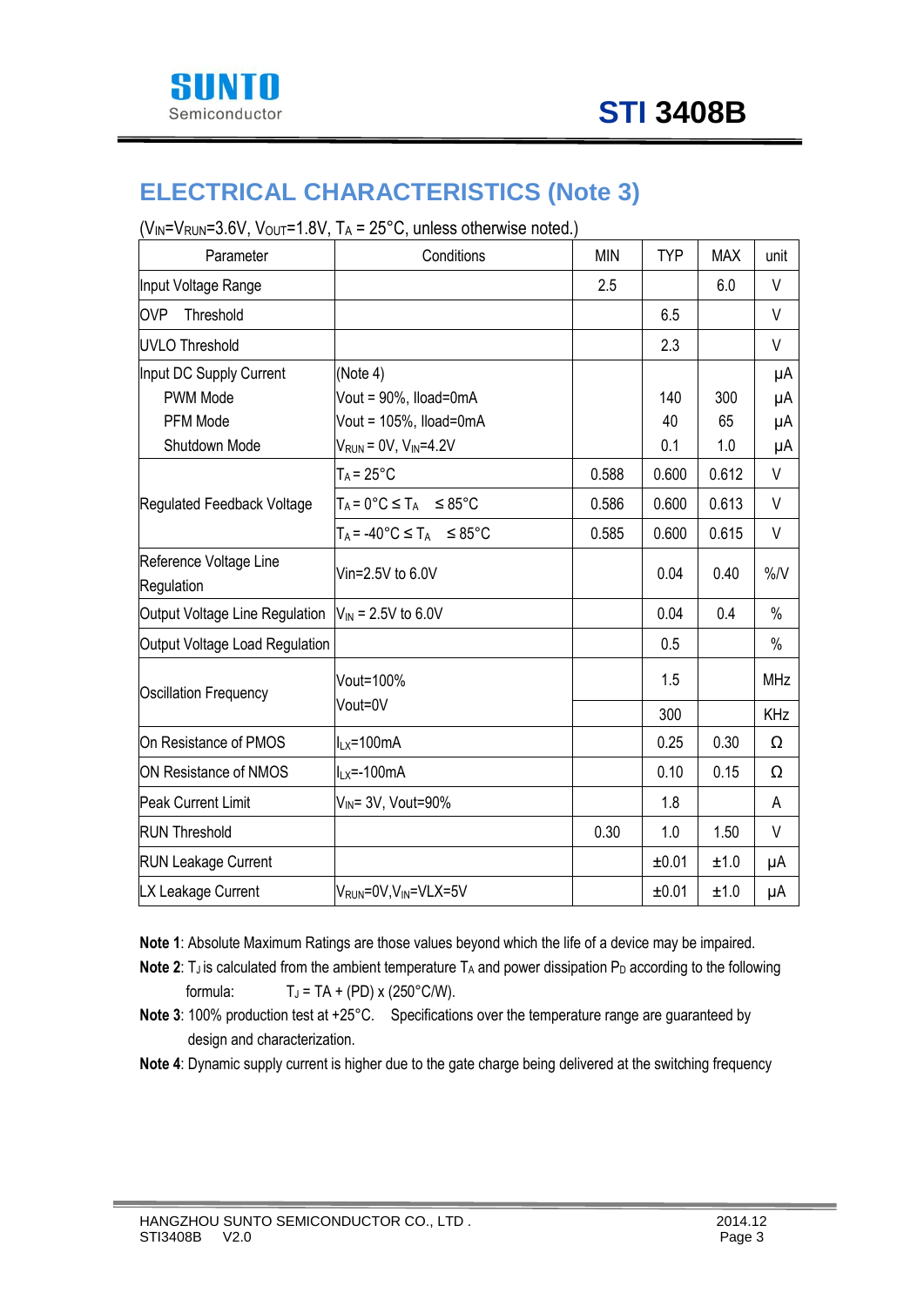## ELECTRICAL CHARACTERISTICS (Note 3)

($V_{IN}$=$V_{RUN}$=3.6V, $V_{OUT}$=1.8V, $T_A$ = 25°C, unless otherwise noted.)

| Parameter | Conditions | MIN | TYP | MAX | unit |
|---|---|---|---|---|---|
| Input Voltage Range | | 2.5 | | 6.0 | V |
| OVP Threshold | | | 6.5 | | V |
| UVLO Threshold | | | 2.3 | | V |
| Input DC Supply Current | (Note 4) | | | | μA |
| PWM Mode | Vout = 90%, Iload=0mA | | 140 | 300 | μA |
| PFM Mode | Vout = 105%, Iload=0mA | | 40 | 65 | μA |
| Shutdown Mode | $V_{RUN}$ = 0V, $V_{IN}$=4.2V | | 0.1 | 1.0 | μA |
| Regulated Feedback Voltage | $T_A$ = 25°C | 0.588 | 0.600 | 0.612 | V |
| | $T_A$ = 0°C ≤ $T_A$ ≤ 85°C | 0.586 | 0.600 | 0.613 | V |
| | $T_A$ = -40°C ≤ $T_A$ ≤ 85°C | 0.585 | 0.600 | 0.615 | V |
| Reference Voltage Line Regulation | Vin=2.5V to 6.0V | | 0.04 | 0.40 | %/V |
| Output Voltage Line Regulation | $V_{IN}$ = 2.5V to 6.0V | | 0.04 | 0.4 | % |
| Output Voltage Load Regulation | | | 0.5 | | % |
| Oscillation Frequency | Vout=100% | | 1.5 | | MHz |
| | Vout=0V | | 300 | | KHz |
| On Resistance of PMOS | $I_{LX}$=100mA | | 0.25 | 0.30 | Ω |
| ON Resistance of NMOS | $I_{LX}$=-100mA | | 0.10 | 0.15 | Ω |
| Peak Current Limit | $V_{IN}$= 3V, Vout=90% | | 1.8 | | A |
| RUN Threshold | | 0.30 | 1.0 | 1.50 | V |
| RUN Leakage Current | | | ±0.01 | ±1.0 | μA |
| LX Leakage Current | $V_{RUN}$=0V,$V_{IN}$=VLX=5V | | ±0.01 | ±1.0 | μA |

**Note 1**: Absolute Maximum Ratings are those values beyond which the life of a device may be impaired.

**Note 2**: $T_J$ is calculated from the ambient temperature $T_A$ and power dissipation $P_D$ according to the following formula: $T_J$ = TA + (PD) x (250°C/W).

**Note 3**: 100% production test at +25°C. Specifications over the temperature range are guaranteed by design and characterization.

**Note 4**: Dynamic supply current is higher due to the gate charge being delivered at the switching frequency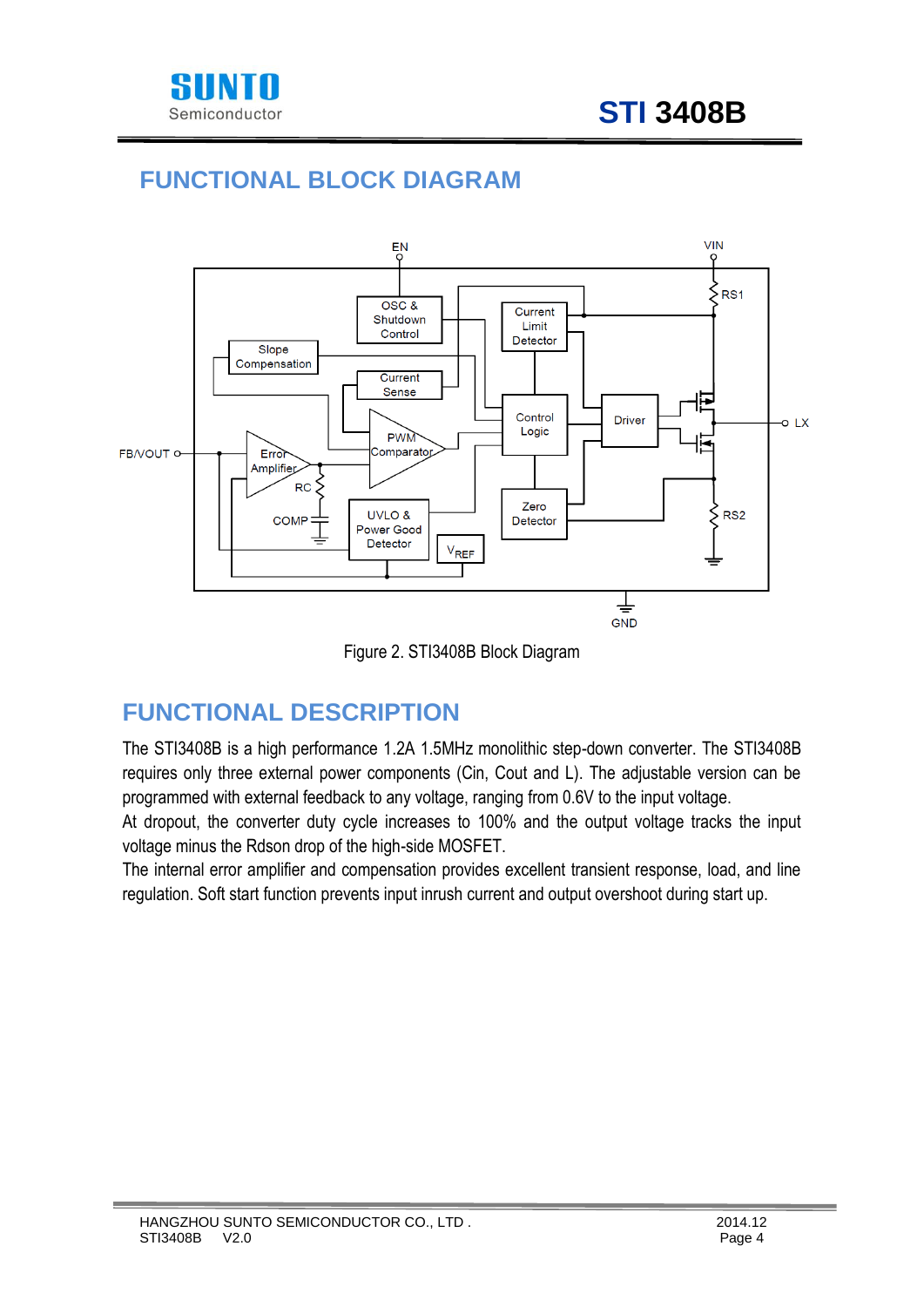## FUNCTIONAL BLOCK DIAGRAM

Figure 2. STI3408B Block Diagram

## FUNCTIONAL DESCRIPTION

The STI3408B is a high performance 1.2A 1.5MHz monolithic step-down converter. The STI3408B requires only three external power components (Cin, Cout and L). The adjustable version can be programmed with external feedback to any voltage, ranging from 0.6V to the input voltage.

At dropout, the converter duty cycle increases to 100% and the output voltage tracks the input voltage minus the Rdson drop of the high-side MOSFET.

The internal error amplifier and compensation provides excellent transient response, load, and line regulation. Soft start function prevents input inrush current and output overshoot during start up.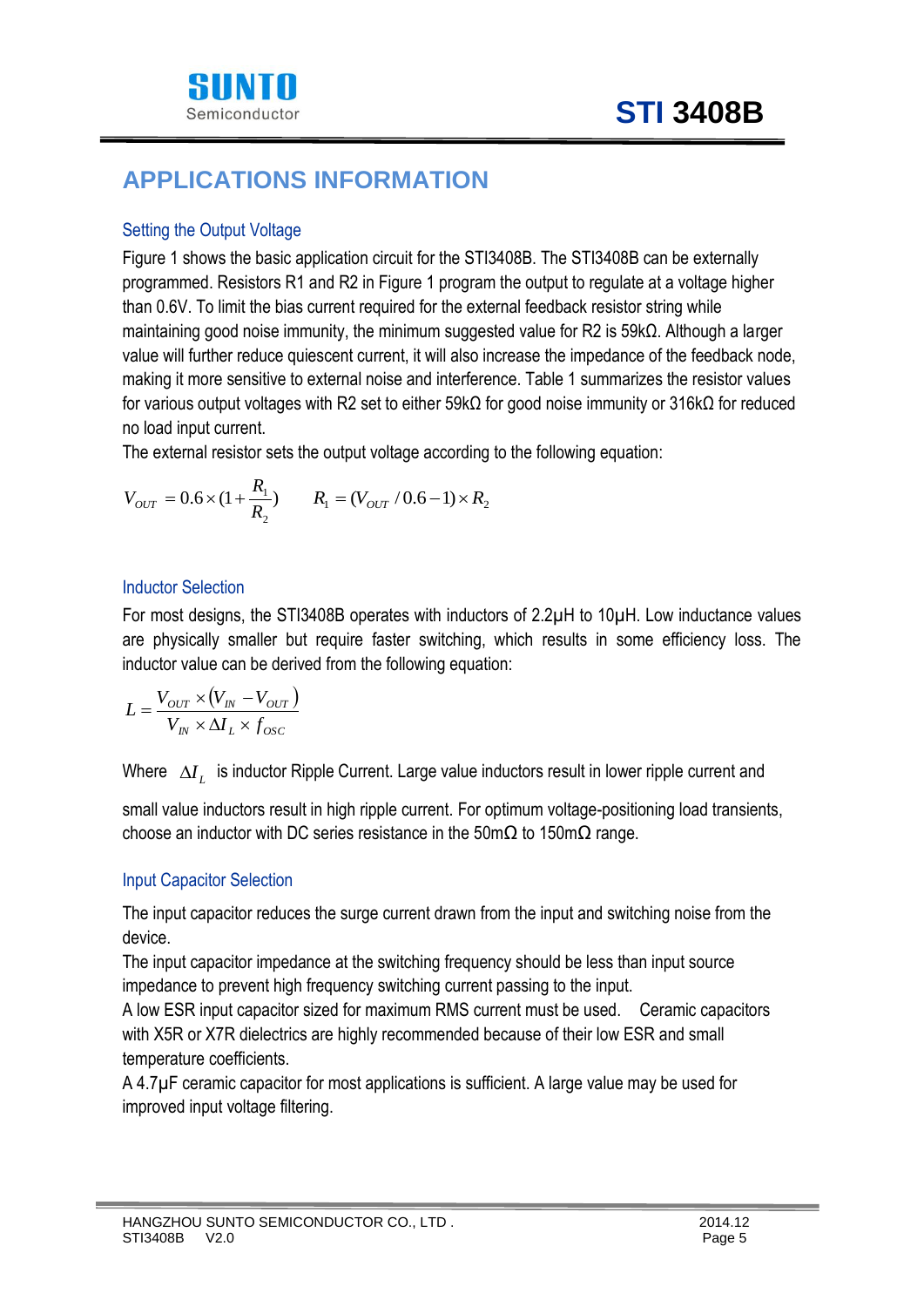## APPLICATIONS INFORMATION

### Setting the Output Voltage

Figure 1 shows the basic application circuit for the STI3408B. The STI3408B can be externally programmed. Resistors R1 and R2 in Figure 1 program the output to regulate at a voltage higher than 0.6V. To limit the bias current required for the external feedback resistor string while maintaining good noise immunity, the minimum suggested value for R2 is 59kΩ. Although a larger value will further reduce quiescent current, it will also increase the impedance of the feedback node, making it more sensitive to external noise and interference. Table 1 summarizes the resistor values for various output voltages with R2 set to either 59kΩ for good noise immunity or 316kΩ for reduced no load input current.

The external resistor sets the output voltage according to the following equation:

$$V_{OUT} = 0.6 \times (1 + \frac{R_1}{R_2}) \qquad R_1 = (V_{OUT} / 0.6 - 1) \times R_2$$

### Inductor Selection

For most designs, the STI3408B operates with inductors of 2.2μH to 10μH. Low inductance values are physically smaller but require faster switching, which results in some efficiency loss. The inductor value can be derived from the following equation:

$$L = \frac{V_{OUT} \times (V_{IN} - V_{OUT})}{V_{IN} \times \Delta I_L \times f_{OSC}}$$

Where $\Delta I_L$ is inductor Ripple Current. Large value inductors result in lower ripple current and small value inductors result in high ripple current. For optimum voltage-positioning load transients, choose an inductor with DC series resistance in the 50mΩ to 150mΩ range.

### Input Capacitor Selection

The input capacitor reduces the surge current drawn from the input and switching noise from the device.

The input capacitor impedance at the switching frequency should be less than input source impedance to prevent high frequency switching current passing to the input.

A low ESR input capacitor sized for maximum RMS current must be used. Ceramic capacitors with X5R or X7R dielectrics are highly recommended because of their low ESR and small temperature coefficients.

A 4.7μF ceramic capacitor for most applications is sufficient. A large value may be used for improved input voltage filtering.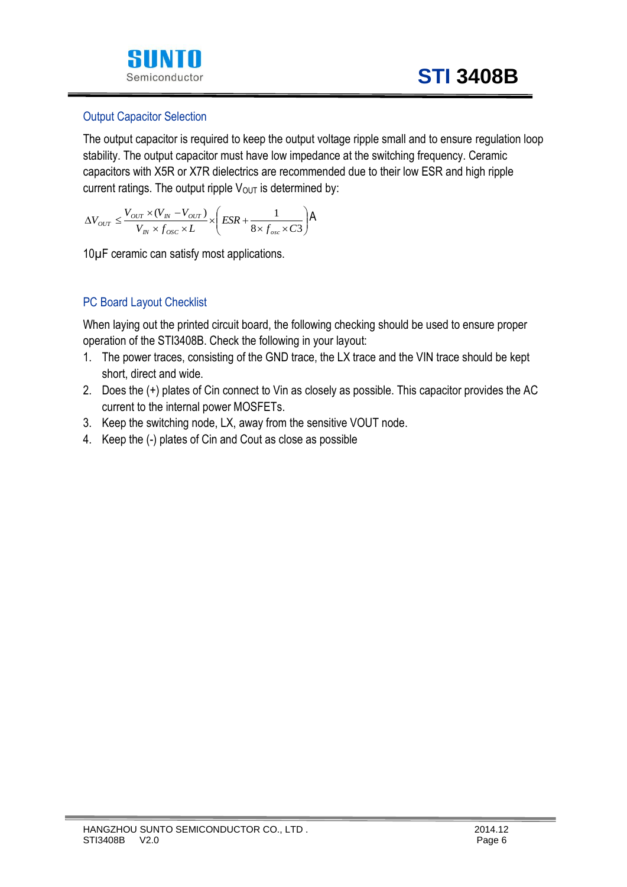## Output Capacitor Selection

The output capacitor is required to keep the output voltage ripple small and to ensure regulation loop stability. The output capacitor must have low impedance at the switching frequency. Ceramic capacitors with X5R or X7R dielectrics are recommended due to their low ESR and high ripple current ratings. The output ripple $V_{OUT}$ is determined by:

$$\Delta V_{OUT} \leq \frac{V_{OUT} \times (V_{IN} - V_{OUT})}{V_{IN} \times f_{OSC} \times L} \times \left( ESR + \frac{1}{8 \times f_{osc} \times C3} \right) \text{A}$$

10μF ceramic can satisfy most applications.

## PC Board Layout Checklist

When laying out the printed circuit board, the following checking should be used to ensure proper operation of the STI3408B. Check the following in your layout:

1. The power traces, consisting of the GND trace, the LX trace and the VIN trace should be kept short, direct and wide.
2. Does the (+) plates of Cin connect to Vin as closely as possible. This capacitor provides the AC current to the internal power MOSFETs.
3. Keep the switching node, LX, away from the sensitive VOUT node.
4. Keep the (-) plates of Cin and Cout as close as possible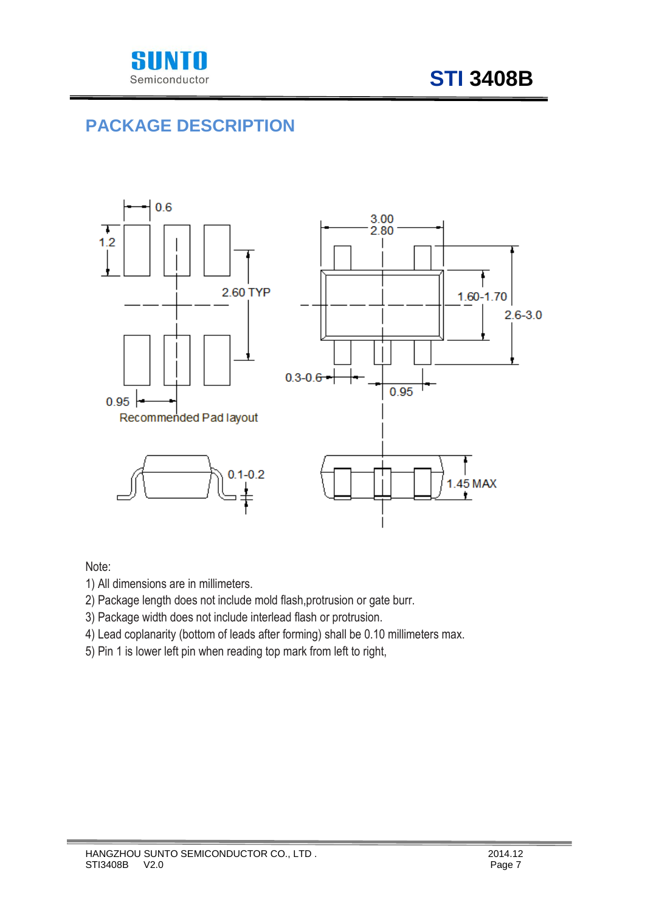## PACKAGE DESCRIPTION

0.6

1.2

2.60 TYP

0.95

Recommended Pad layout

3.00
2.80

1.60-1.70

2.6-3.0

0.3-0.6

0.95

0.1-0.2

1.45 MAX

Note:

1) All dimensions are in millimeters.
2) Package length does not include mold flash,protrusion or gate burr.
3) Package width does not include interlead flash or protrusion.
4) Lead coplanarity (bottom of leads after forming) shall be 0.10 millimeters max.
5) Pin 1 is lower left pin when reading top mark from left to right,